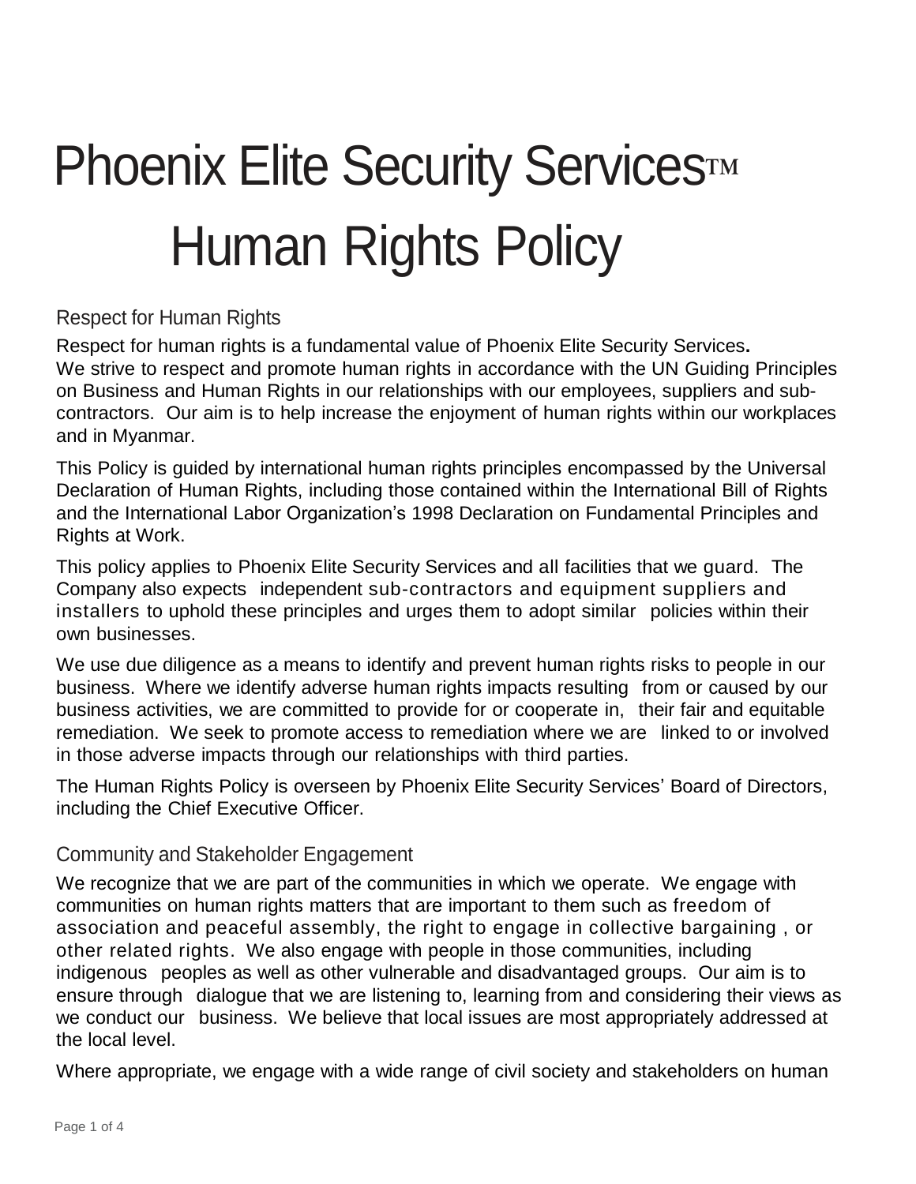# Phoenix Elite Security Services™ Human Rights Policy

## Respect for Human Rights

Respect for human rights is a fundamental value of Phoenix Elite Security Services**.** We strive to respect and promote human rights in accordance with the UN Guiding Principles on Business and Human Rights in our relationships with our employees, suppliers and sub-contractors. Our aim is to help increase the enjoyment of human rights within our workplaces and in Myanmar.

This Policy is guided by international human rights principles encompassed by the Universal Declaration of Human Rights, including those contained within the International Bill of Rights and the International Labor Organization's 1998 Declaration on Fundamental Principles and Rights at Work.

This policy applies to Phoenix Elite Security Services and all facilities that we guard. The Company also expects independent sub-contractors and equipment suppliers and installers to uphold these principles and urges them to adopt similar policies within their own businesses.

We use due diligence as a means to identify and prevent human rights risks to people in our business. Where we identify adverse human rights impacts resulting from or caused by our business activities, we are committed to provide for or cooperate in, their fair and equitable remediation. We seek to promote access to remediation where we are linked to or involved in those adverse impacts through our relationships with third parties.

The Human Rights Policy is overseen by Phoenix Elite Security Services' Board of Directors, including the Chief Executive Officer.

## Community and Stakeholder Engagement

We recognize that we are part of the communities in which we operate. We engage with communities on human rights matters that are important to them such as freedom of association and peaceful assembly, the right to engage in collective bargaining , or other related rights. We also engage with people in those communities, including indigenous peoples as well as other vulnerable and disadvantaged groups. Our aim is to ensure through dialogue that we are listening to, learning from and considering their views as we conduct our business. We believe that local issues are most appropriately addressed at the local level.

Where appropriate, we engage with a wide range of civil society and stakeholders on human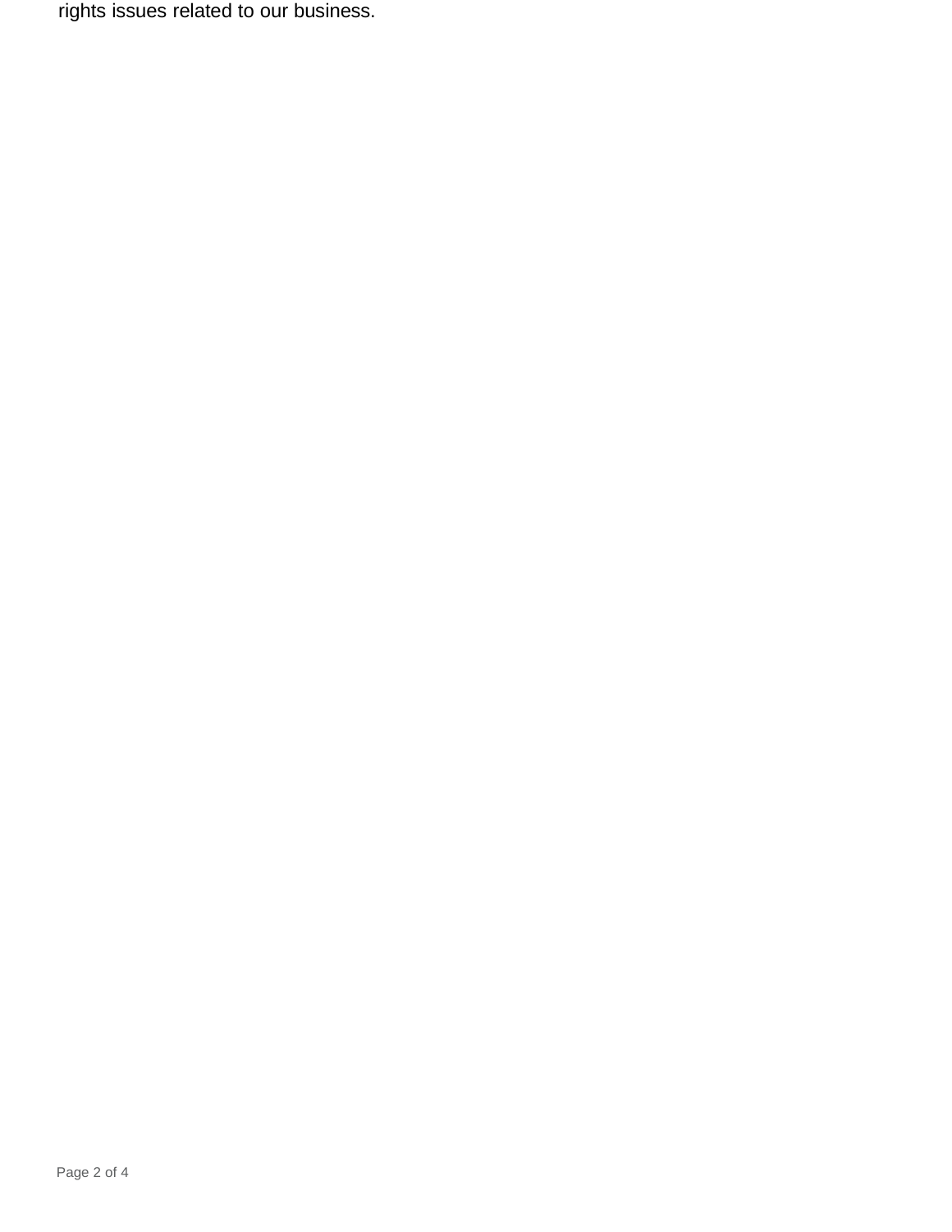rights issues related to our business.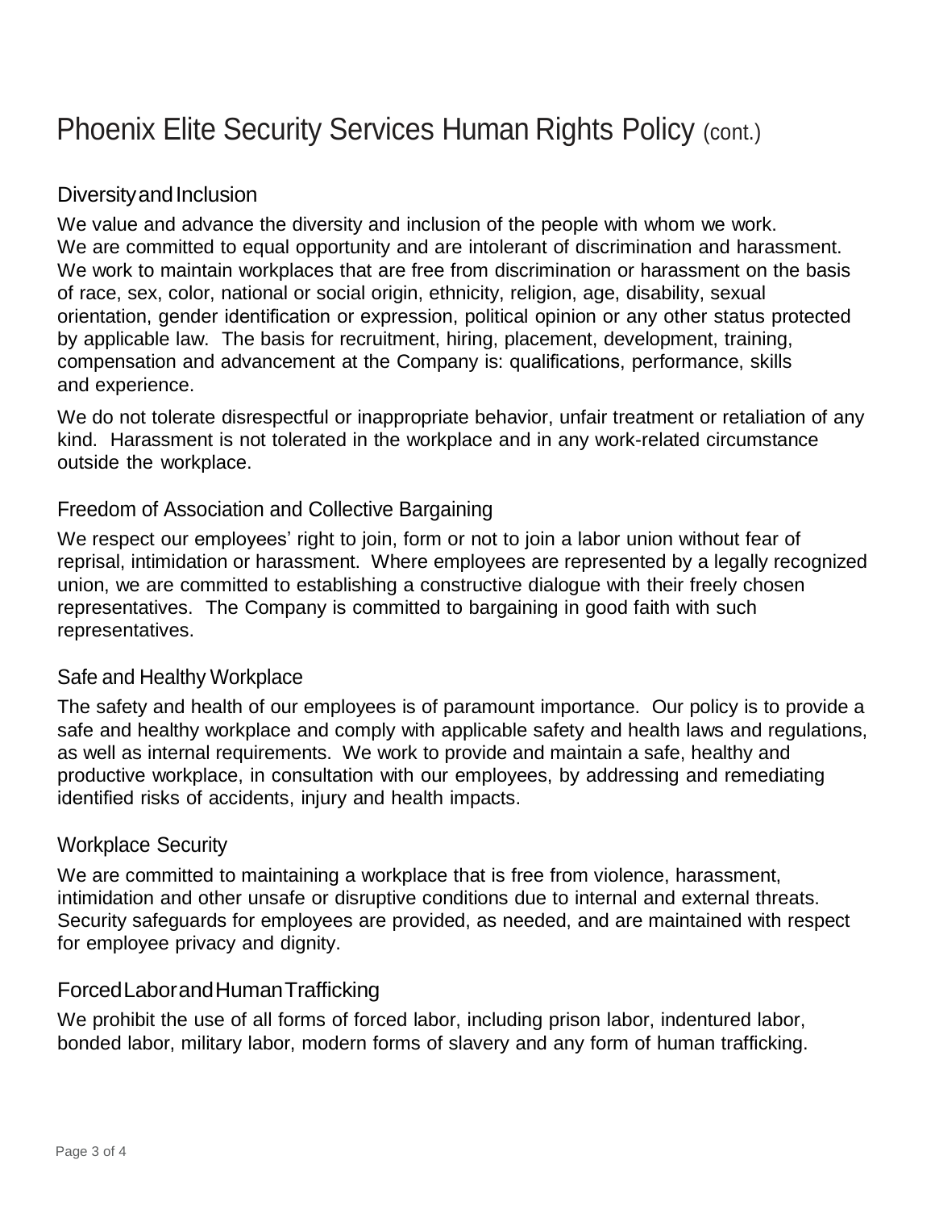# Phoenix Elite Security Services Human Rights Policy (cont.)

## Diversity and Inclusion

We value and advance the diversity and inclusion of the people with whom we work. We are committed to equal opportunity and are intolerant of discrimination and harassment. We work to maintain workplaces that are free from discrimination or harassment on the basis of race, sex, color, national or social origin, ethnicity, religion, age, disability, sexual orientation, gender identification or expression, political opinion or any other status protected by applicable law. The basis for recruitment, hiring, placement, development, training, compensation and advancement at the Company is: qualifications, performance, skills and experience.

We do not tolerate disrespectful or inappropriate behavior, unfair treatment or retaliation of any kind. Harassment is not tolerated in the workplace and in any work-related circumstance outside the workplace.

## Freedom of Association and Collective Bargaining

We respect our employees' right to join, form or not to join a labor union without fear of reprisal, intimidation or harassment. Where employees are represented by a legally recognized union, we are committed to establishing a constructive dialogue with their freely chosen representatives. The Company is committed to bargaining in good faith with such representatives.

## Safe and Healthy Workplace

The safety and health of our employees is of paramount importance. Our policy is to provide a safe and healthy workplace and comply with applicable safety and health laws and regulations, as well as internal requirements. We work to provide and maintain a safe, healthy and productive workplace, in consultation with our employees, by addressing and remediating identified risks of accidents, injury and health impacts.

## Workplace Security

We are committed to maintaining a workplace that is free from violence, harassment, intimidation and other unsafe or disruptive conditions due to internal and external threats. Security safeguards for employees are provided, as needed, and are maintained with respect for employee privacy and dignity.

## Forced Labor and Human Trafficking

We prohibit the use of all forms of forced labor, including prison labor, indentured labor, bonded labor, military labor, modern forms of slavery and any form of human trafficking.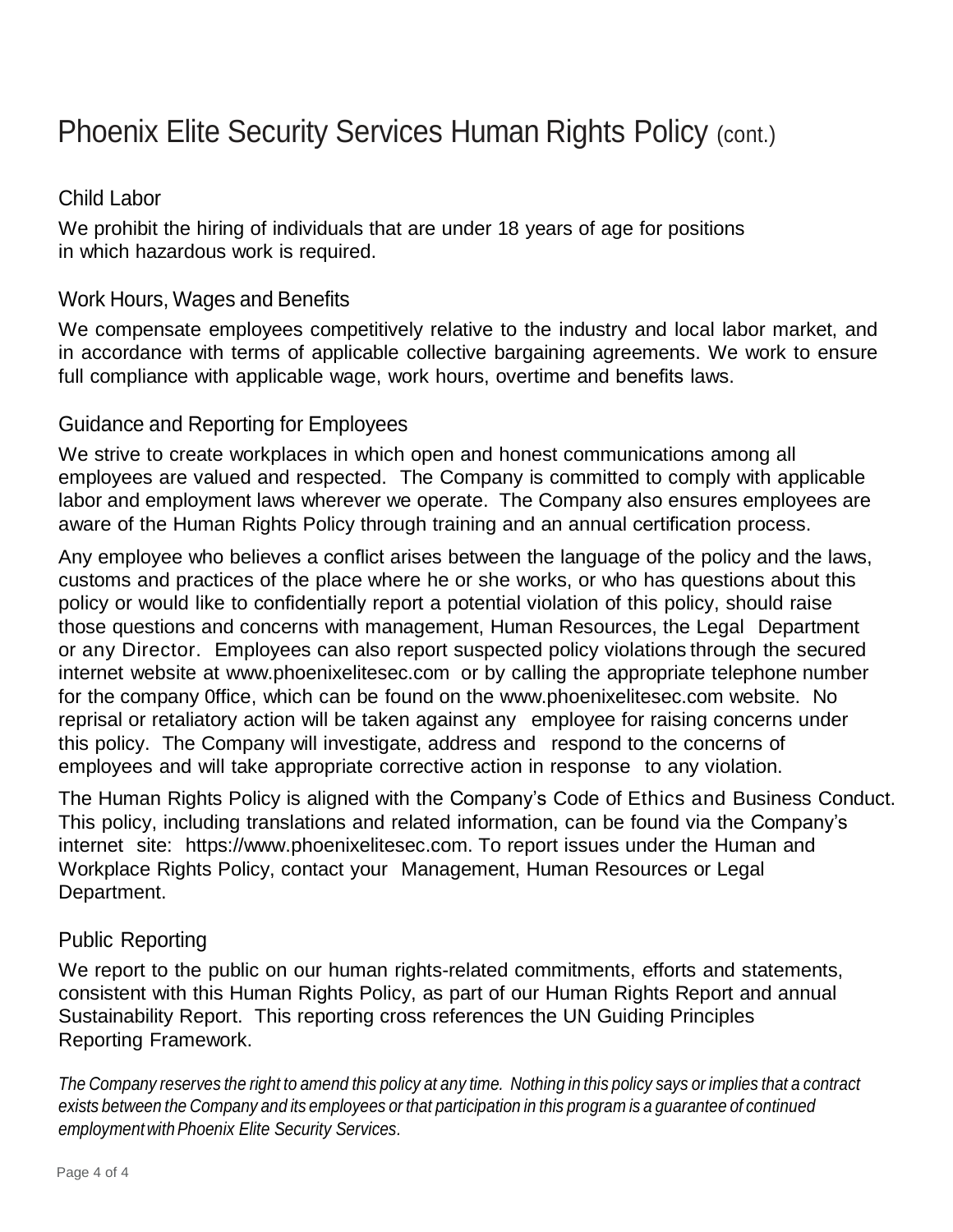# Phoenix Elite Security Services Human Rights Policy (cont.)

## Child Labor

We prohibit the hiring of individuals that are under 18 years of age for positions in which hazardous work is required.

## Work Hours, Wages and Benefits

We compensate employees competitively relative to the industry and local labor market, and in accordance with terms of applicable collective bargaining agreements. We work to ensure full compliance with applicable wage, work hours, overtime and benefits laws.

## Guidance and Reporting for Employees

We strive to create workplaces in which open and honest communications among all employees are valued and respected. The Company is committed to comply with applicable labor and employment laws wherever we operate. The Company also ensures employees are aware of the Human Rights Policy through training and an annual certification process.

Any employee who believes a conflict arises between the language of the policy and the laws, customs and practices of the place where he or she works, or who has questions about this policy or would like to confidentially report a potential violation of this policy, should raise those questions and concerns with management, Human Resources, the Legal Department or any Director. Employees can also report suspected policy violations through the secured internet website at www.phoenixelitesec.com or by calling the appropriate telephone number for the company 0ffice, which can be found on the www.phoenixelitesec.com website. No reprisal or retaliatory action will be taken against any employee for raising concerns under this policy. The Company will investigate, address and respond to the concerns of employees and will take appropriate corrective action in response to any violation.

The Human Rights Policy is aligned with the Company's Code of Ethics and Business Conduct. This policy, including translations and related information, can be found via the Company's internet site: https://www.phoenixelitesec.com. To report issues under the Human and Workplace Rights Policy, contact your Management, Human Resources or Legal Department.

## Public Reporting

We report to the public on our human rights-related commitments, efforts and statements, consistent with this Human Rights Policy, as part of our Human Rights Report and annual Sustainability Report. This reporting cross references the UN Guiding Principles Reporting Framework.

*The Company reserves the right to amend this policy at any time. Nothing in this policy says or implies that a contract exists between the Company and its employees or that participation in this program is a guarantee of continued employment with Phoenix Elite Security Services.*